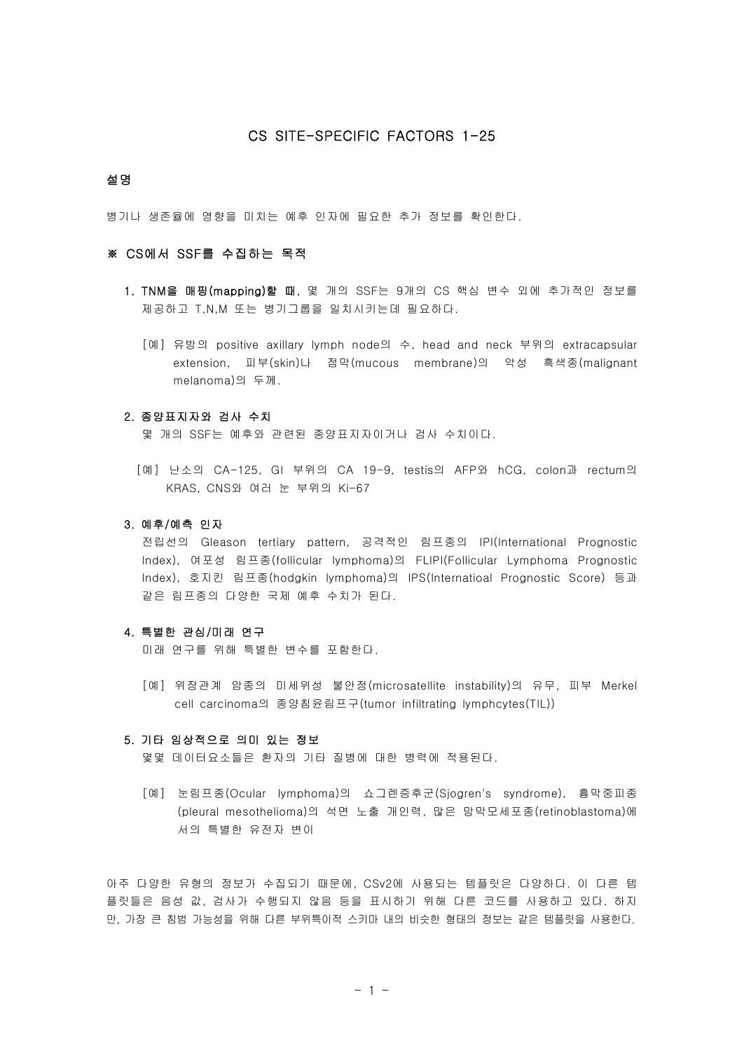# CS SITE-SPECIFIC FACTORS 1-25

## 설명

병기나 생존율에 영향을 미치는 예후 인자에 필요한 추가 정보를 확인한다.

### ※ CS에서 SSF를 수집하는 목적

1. **TNM을 매핑(mapping)할 때.** 몇 개의 SSF는 9개의 CS 핵심 변수 외에 추가적인 정보를 제공하고 T,N,M 또는 병기그룹을 일치시키는데 필요하다.

   [예] 유방의 positive axillary lymph node의 수, head and neck 부위의 extracapsular extension, 피부(skin)나 점막(mucous membrane)의 악성 흑색종(malignant melanoma)의 두께.

2. **종양표지자와 검사 수치**
   몇 개의 SSF는 예후와 관련된 종양표지자이거나 검사 수치이다.

   [예] 난소의 CA-125, GI 부위의 CA 19-9, testis의 AFP와 hCG, colon과 rectum의 KRAS, CNS와 여러 눈 부위의 Ki-67

3. **예후/예측 인자**
   전립선의 Gleason tertiary pattern, 공격적인 림프종의 IPI(International Prognostic Index), 여포성 림프종(follicular lymphoma)의 FLIPI(Follicular Lymphoma Prognostic Index), 호지킨 림프종(hodgkin lymphoma)의 IPS(Internatioal Prognostic Score) 등과 같은 림프종의 다양한 국제 예후 수치가 된다.

4. **특별한 관심/미래 연구**
   미래 연구를 위해 특별한 변수를 포함한다.

   [예] 위장관계 암종의 미세위성 불안정(microsatellite instability)의 유무, 피부 Merkel cell carcinoma의 종양침윤림프구(tumor infiltrating lymphcytes(TIL))

5. **기타 임상적으로 의미 있는 정보**
   몇몇 데이터요소들은 환자의 기타 질병에 대한 병력에 적용된다.

   [예] 눈림프종(Ocular lymphoma)의 쇼그렌증후군(Sjogren's syndrome), 흉막중피종(pleural mesothelioma)의 석면 노출 개인력, 많은 망막모세포종(retinoblastoma)에서의 특별한 유전자 변이

아주 다양한 유형의 정보가 수집되기 때문에, CSv2에 사용되는 템플릿은 다양하다. 이 다른 템플릿들은 음성 값, 검사가 수행되지 않음 등을 표시하기 위해 다른 코드를 사용하고 있다. 하지만, 가장 큰 침범 가능성을 위해 다른 부위특이적 스키마 내의 비슷한 형태의 정보는 같은 템플릿을 사용한다.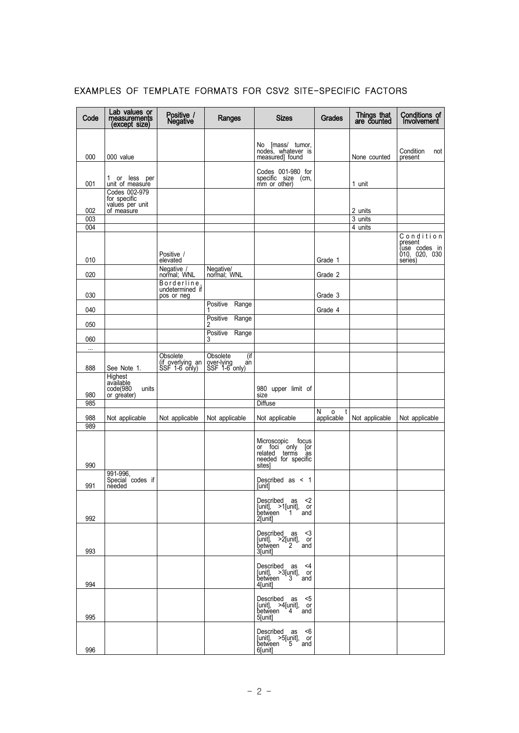## EXAMPLES OF TEMPLATE FORMATS FOR CSV2 SITE-SPECIFIC FACTORS

| Code | Lab values or measurements (except size) | Positive / Negative | Ranges | Sizes | Grades | Things that are counted | Conditions of Involvement |
|---|---|---|---|---|---|---|---|
| 000 | 000 value | | | No [mass/ tumor, nodes, whatever is measured] found | | None counted | Condition not present |
| 001 | 1 or less per unit of measure | | | Codes 001-980 for specific size (cm, mm or other) | | 1 unit | |
| 002 | Codes 002-979 for specific values per unit of measure | | | | | 2 units | |
| 003 | | | | | | 3 units | |
| 004 | | | | | | 4 units | |
| 010 | | Positive / elevated | | | Grade 1 | | Condition present (use codes in 010, 020, 030 series) |
| 020 | | Negative / normal; WNL | Negative/ normal; WNL | | Grade 2 | | |
| 030 | | Borderline, undetermined if pos or neg | | | Grade 3 | | |
| 040 | | | Positive Range 1 | | Grade 4 | | |
| 050 | | | Positive Range 2 | | | | |
| 060 | | | Positive Range 3 | | | | |
| ... | | | | | | | |
| 888 | See Note 1. | Obsolete (if overlying an SSF 1-6 only) | Obsolete (if over-lying an SSF 1-6 only) | | | | |
| 980 | Highest available code(980 units or greater) | | | 980 upper limit of size | | | |
| 985 | | | | Diffuse | | | |
| 988 | Not applicable | Not applicable | Not applicable | Not applicable | Not applicable | Not applicable | Not applicable |
| 989 | | | | | | | |
| 990 | | | | Microscopic focus or foci only [or related terms as needed for specific sites] | | | |
| 991 | 991-996, Special codes if needed | | | Described as < 1 [unit] | | | |
| 992 | | | | Described as <2 [unit], >1[unit], or between 1 and 2[unit] | | | |
| 993 | | | | Described as <3 [unit], >2[unit], or between 2 and 3[unit] | | | |
| 994 | | | | Described as <4 [unit], >3[unit], or between 3 and 4[unit] | | | |
| 995 | | | | Described as <5 [unit], >4[unit], or between 4 and 5[unit] | | | |
| 996 | | | | Described as <6 [unit], >5[unit], or between 5 and 6[unit] | | | |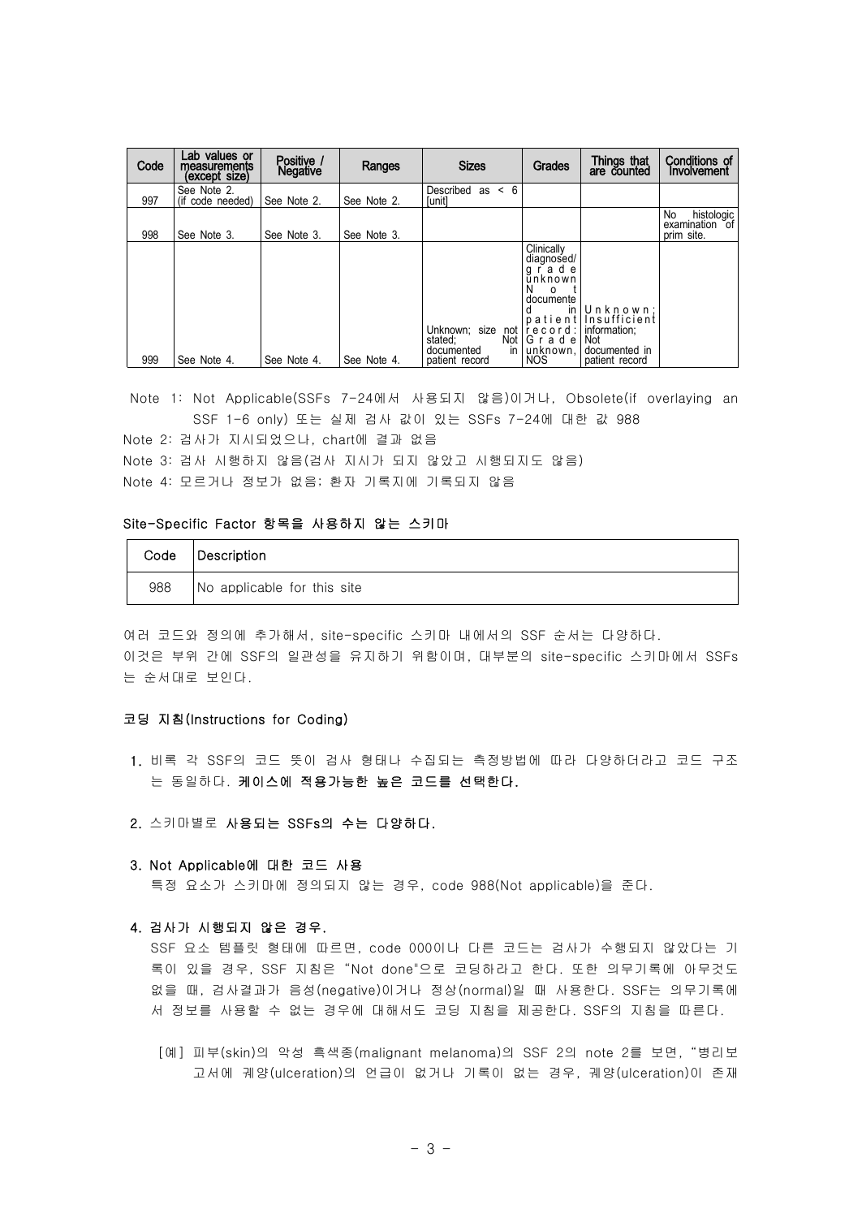| Code | Lab values or measurements (except size) | Positive / Negative | Ranges | Sizes | Grades | Things that are counted | Conditions of Involvement |
|---|---|---|---|---|---|---|---|
| 997 | See Note 2. (if code needed) | See Note 2. | See Note 2. | Described as < 6 [unit] | | | |
| 998 | See Note 3. | See Note 3. | See Note 3. | | | | No histologic examination of prim site. |
| 999 | See Note 4. | See Note 4. | See Note 4. | Unknown; size not stated; Not documented in patient record | Clinically diagnosed/ grade unknown Not documented in patient record: Grade unknown, NOS | Unknown; Insufficient information; Not documented in patient record | |

Note 1: Not Applicable(SSFs 7-24에서 사용되지 않음)이거나, Obsolete(if overlaying an SSF 1-6 only) 또는 실제 검사 값이 있는 SSFs 7-24에 대한 값 988

Note 2: 검사가 지시되었으나, chart에 결과 없음

Note 3: 검사 시행하지 않음(검사 지시가 되지 않았고 시행되지도 않음)

Note 4: 모르거나 정보가 없음; 환자 기록지에 기록되지 않음

#### Site-Specific Factor 항목을 사용하지 않는 스키마

| Code | Description |
|---|---|
| 988 | No applicable for this site |

여러 코드와 정의에 추가해서, site-specific 스키마 내에서의 SSF 순서는 다양하다. 이것은 부위 간에 SSF의 일관성을 유지하기 위함이며, 대부분의 site-specific 스키마에서 SSFs는 순서대로 보인다.

#### 코딩 지침(Instructions for Coding)

1. 비록 각 SSF의 코드 뜻이 검사 형태나 수집되는 측정방법에 따라 다양하더라고 코드 구조는 동일하다. **케이스에 적용가능한 높은 코드를 선택한다.**

2. 스키마별로 **사용되는 SSFs의 수는 다양하다.**

3. **Not Applicable에 대한 코드 사용**
   특정 요소가 스키마에 정의되지 않는 경우, code 988(Not applicable)을 준다.

4. **검사가 시행되지 않은 경우.**
   SSF 요소 템플릿 형태에 따르면, code 000이나 다른 코드는 검사가 수행되지 않았다는 기록이 있을 경우, SSF 지침은 "Not done"으로 코딩하라고 한다. 또한 의무기록에 아무것도 없을 때, 검사결과가 음성(negative)이거나 정상(normal)일 때 사용한다. SSF는 의무기록에서 정보를 사용할 수 없는 경우에 대해서도 코딩 지침을 제공한다. SSF의 지침을 따른다.

   [예] 피부(skin)의 악성 흑색종(malignant melanoma)의 SSF 2의 note 2를 보면, "병리보고서에 궤양(ulceration)의 언급이 없거나 기록이 없는 경우, 궤양(ulceration)이 존재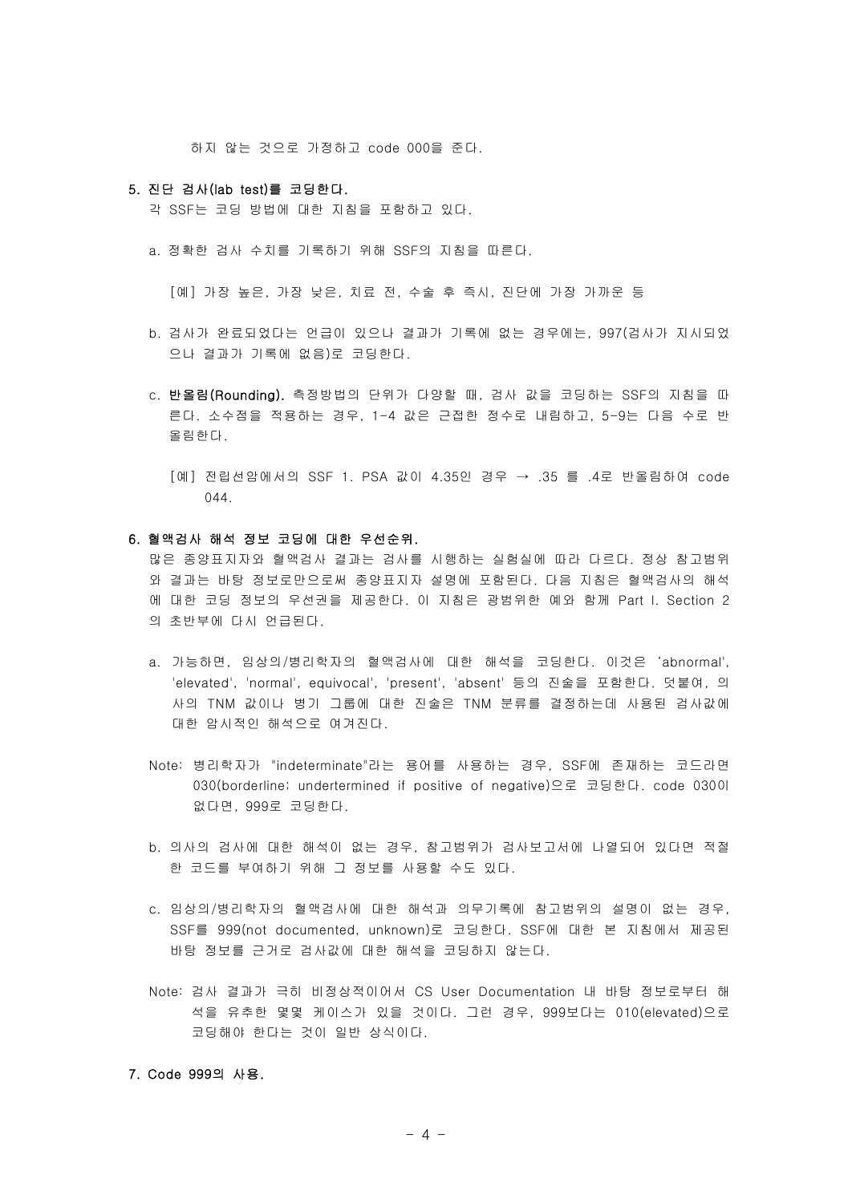하지 않는 것으로 가정하고 code 000을 준다.

**5. 진단 검사(lab test)를 코딩한다.**

각 SSF는 코딩 방법에 대한 지침을 포함하고 있다.

a. 정확한 검사 수치를 기록하기 위해 SSF의 지침을 따른다.

[예] 가장 높은, 가장 낮은, 치료 전, 수술 후 즉시, 진단에 가장 가까운 등

b. 검사가 완료되었다는 언급이 있으나 결과가 기록에 없는 경우에는, 997(검사가 지시되었으나 결과가 기록에 없음)로 코딩한다.

c. **반올림(Rounding).** 측정방법의 단위가 다양할 때, 검사 값을 코딩하는 SSF의 지침을 따른다. 소수점을 적용하는 경우, 1-4 값은 근접한 정수로 내림하고, 5-9는 다음 수로 반올림한다.

[예] 전립선암에서의 SSF 1. PSA 값이 4.35인 경우 → .35 를 .4로 반올림하여 code 044.

**6. 혈액검사 해석 정보 코딩에 대한 우선순위.**

많은 종양표지자와 혈액검사 결과는 검사를 시행하는 실험실에 따라 다르다. 정상 참고범위와 결과는 바탕 정보로만으로써 종양표지자 설명에 포함된다. 다음 지침은 혈액검사의 해석에 대한 코딩 정보의 우선권을 제공한다. 이 지침은 광범위한 예와 함께 Part I. Section 2의 초반부에 다시 언급된다.

a. 가능하면, 임상의/병리학자의 혈액검사에 대한 해석을 코딩한다. 이것은 'abnormal', 'elevated', 'normal', equivocal', 'present', 'absent' 등의 진술을 포함한다. 덧붙여, 의사의 TNM 값이나 병기 그룹에 대한 진술은 TNM 분류를 결정하는데 사용된 검사값에 대한 암시적인 해석으로 여겨진다.

Note: 병리학자가 "indeterminate"라는 용어를 사용하는 경우, SSF에 존재하는 코드라면 030(borderline; undertermined if positive of negative)으로 코딩한다. code 030이 없다면, 999로 코딩한다.

b. 의사의 검사에 대한 해석이 없는 경우, 참고범위가 검사보고서에 나열되어 있다면 적절한 코드를 부여하기 위해 그 정보를 사용할 수도 있다.

c. 임상의/병리학자의 혈액검사에 대한 해석과 의무기록에 참고범위의 설명이 없는 경우, SSF를 999(not documented, unknown)로 코딩한다. SSF에 대한 본 지침에서 제공된 바탕 정보를 근거로 검사값에 대한 해석을 코딩하지 않는다.

Note: 검사 결과가 극히 비정상적이어서 CS User Documentation 내 바탕 정보로부터 해석을 유추한 몇몇 케이스가 있을 것이다. 그런 경우, 999보다는 010(elevated)으로 코딩해야 한다는 것이 일반 상식이다.

**7. Code 999의 사용.**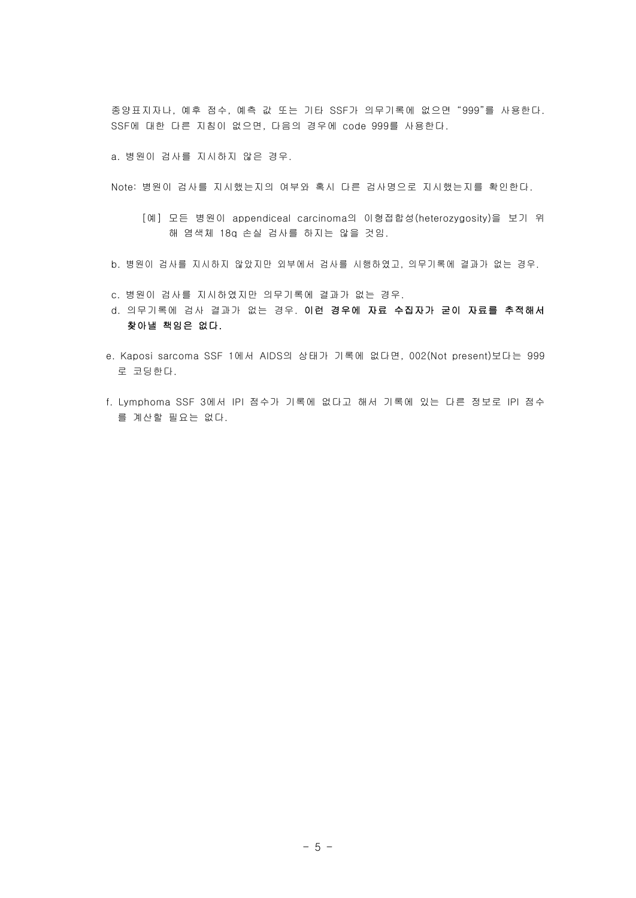종양표지자나, 예후 점수, 예측 값 또는 기타 SSF가 의무기록에 없으면 "999"를 사용한다. SSF에 대한 다른 지침이 없으면, 다음의 경우에 code 999를 사용한다.

a. 병원이 검사를 지시하지 않은 경우.

Note: 병원이 검사를 지시했는지의 여부와 혹시 다른 검사명으로 지시했는지를 확인한다.

> [예] 모든 병원이 appendiceal carcinoma의 이형접합성(heterozygosity)을 보기 위해 염색체 18q 손실 검사를 하지는 않을 것임.

b. 병원이 검사를 지시하지 않았지만 외부에서 검사를 시행하였고, 의무기록에 결과가 없는 경우.

c. 병원이 검사를 지시하였지만 의무기록에 결과가 없는 경우.

d. 의무기록에 검사 결과가 없는 경우. **이런 경우에 자료 수집자가 굳이 자료를 추적해서 찾아낼 책임은 없다.**

e. Kaposi sarcoma SSF 1에서 AIDS의 상태가 기록에 없다면, 002(Not present)보다는 999로 코딩한다.

f. Lymphoma SSF 3에서 IPI 점수가 기록에 없다고 해서 기록에 있는 다른 정보로 IPI 점수를 계산할 필요는 없다.